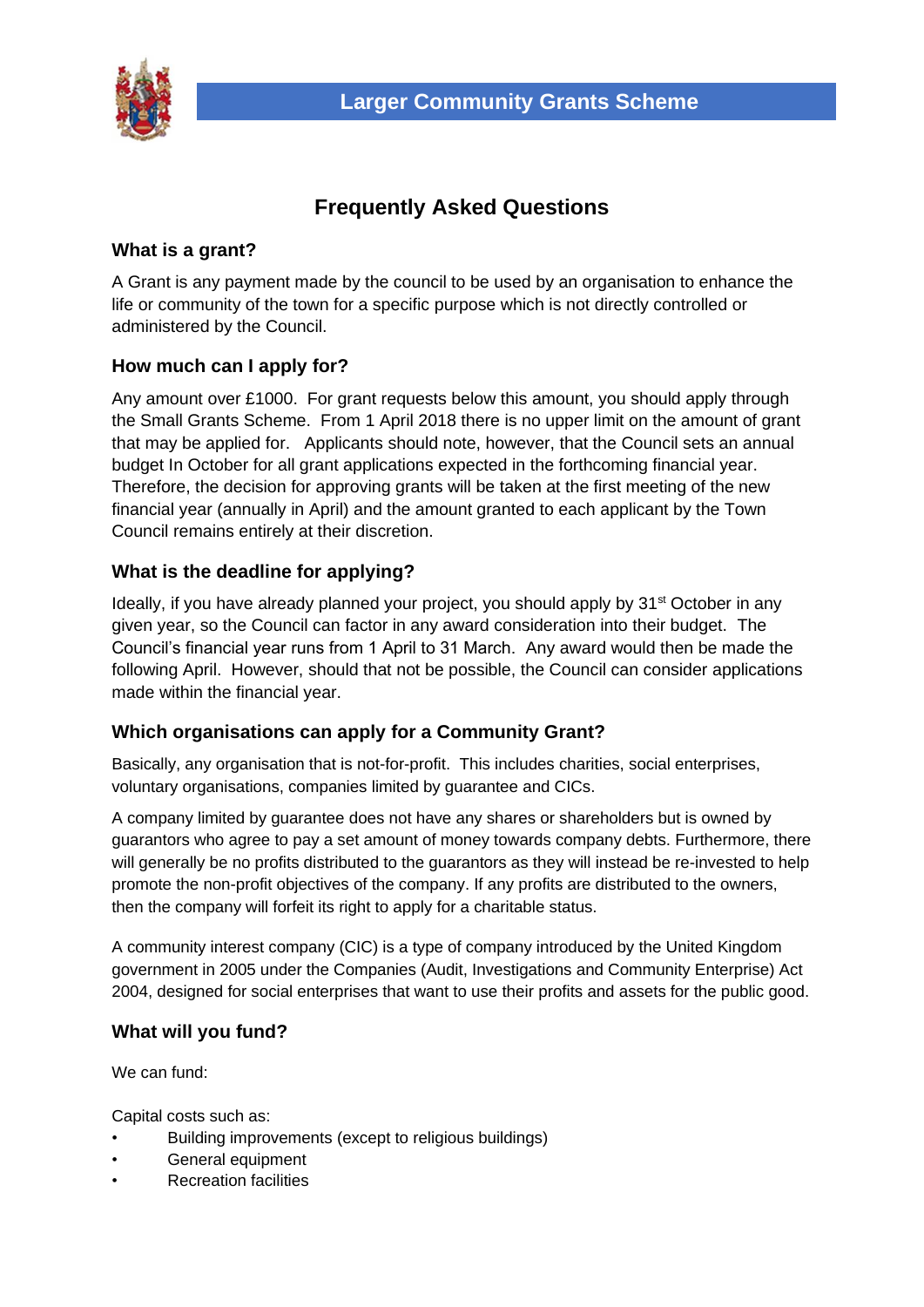# Larger Community Grants Scheme

## Frequently Asked Questions

### What is a grant?

A Grant is any payment made by the council to be used by an organisation to enhance the life or community of the town for a specific purpose which is not directly controlled or administered by the Council.

### How much can I apply for?

Any amount over £1000. For grant requests below this amount, you should apply through the Small Grants Scheme. From 1 April 2018 there is no upper limit on the amount of grant that may be applied for. Applicants should note, however, that the Council sets an annual budget In October for all grant applications expected in the forthcoming financial year. Therefore, the decision for approving grants will be taken at the first meeting of the new financial year (annually in April) and the amount granted to each applicant by the Town Council remains entirely at their discretion.

### What is the deadline for applying?

Ideally, if you have already planned your project, you should apply by 31st October in any given year, so the Council can factor in any award consideration into their budget. The Council's financial year runs from 1 April to 31 March. Any award would then be made the following April. However, should that not be possible, the Council can consider applications made within the financial year.

### Which organisations can apply for a Community Grant?

Basically, any organisation that is not-for-profit. This includes charities, social enterprises, voluntary organisations, companies limited by guarantee and CICs.

A company limited by guarantee does not have any shares or shareholders but is owned by guarantors who agree to pay a set amount of money towards company debts. Furthermore, there will generally be no profits distributed to the guarantors as they will instead be re-invested to help promote the non-profit objectives of the company. If any profits are distributed to the owners, then the company will forfeit its right to apply for a charitable status.

A community interest company (CIC) is a type of company introduced by the United Kingdom government in 2005 under the Companies (Audit, Investigations and Community Enterprise) Act 2004, designed for social enterprises that want to use their profits and assets for the public good.

### What will you fund?

We can fund:

Capital costs such as:

- Building improvements (except to religious buildings)
- General equipment
- Recreation facilities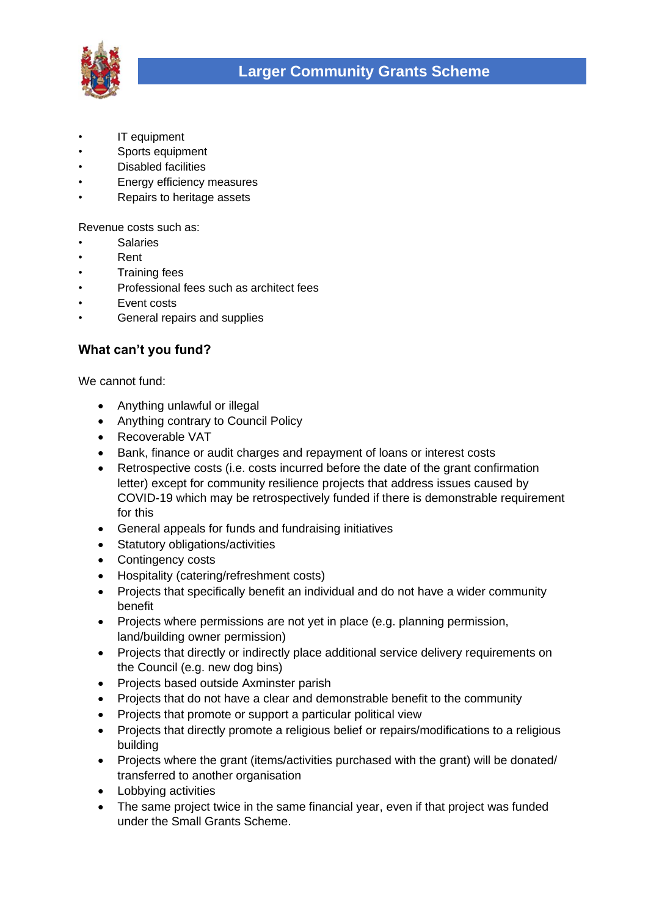- IT equipment
- Sports equipment
- Disabled facilities
- Energy efficiency measures
- Repairs to heritage assets

Revenue costs such as:

- Salaries
- Rent
- Training fees
- Professional fees such as architect fees
- Event costs
- General repairs and supplies

## What can't you fund?

We cannot fund:

- Anything unlawful or illegal
- Anything contrary to Council Policy
- Recoverable VAT
- Bank, finance or audit charges and repayment of loans or interest costs
- Retrospective costs (i.e. costs incurred before the date of the grant confirmation letter) except for community resilience projects that address issues caused by COVID-19 which may be retrospectively funded if there is demonstrable requirement for this
- General appeals for funds and fundraising initiatives
- Statutory obligations/activities
- Contingency costs
- Hospitality (catering/refreshment costs)
- Projects that specifically benefit an individual and do not have a wider community benefit
- Projects where permissions are not yet in place (e.g. planning permission, land/building owner permission)
- Projects that directly or indirectly place additional service delivery requirements on the Council (e.g. new dog bins)
- Projects based outside Axminster parish
- Projects that do not have a clear and demonstrable benefit to the community
- Projects that promote or support a particular political view
- Projects that directly promote a religious belief or repairs/modifications to a religious building
- Projects where the grant (items/activities purchased with the grant) will be donated/ transferred to another organisation
- Lobbying activities
- The same project twice in the same financial year, even if that project was funded under the Small Grants Scheme.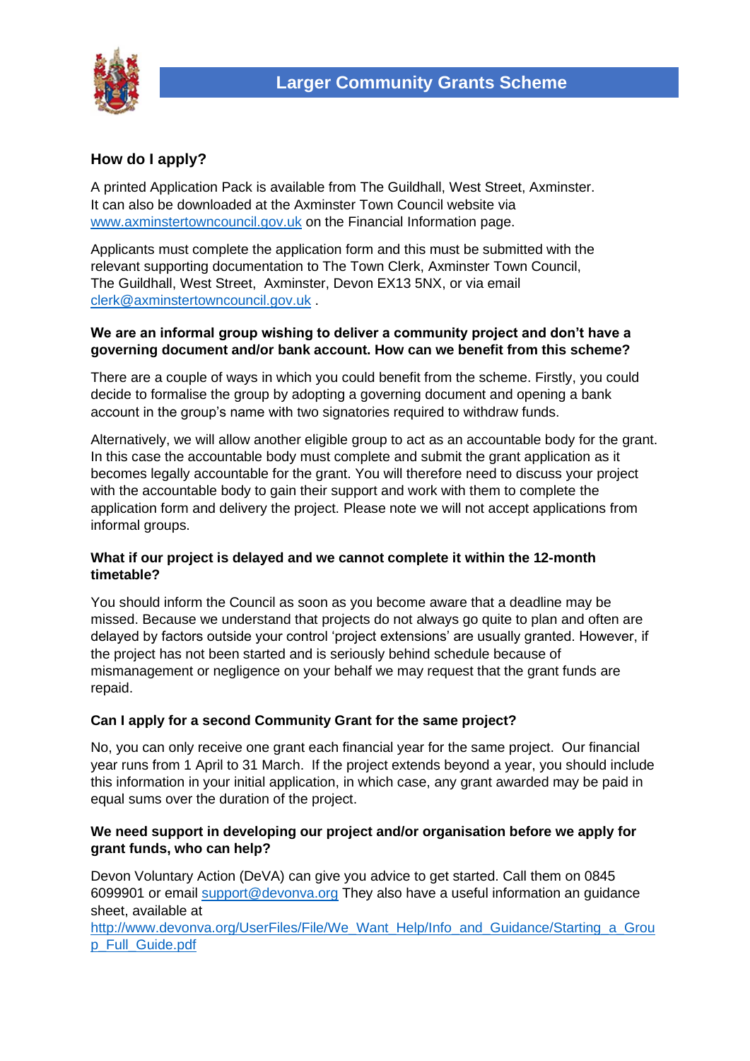## How do I apply?

A printed Application Pack is available from The Guildhall, West Street, Axminster. It can also be downloaded at the Axminster Town Council website via www.axminstertowncouncil.gov.uk on the Financial Information page.

Applicants must complete the application form and this must be submitted with the relevant supporting documentation to The Town Clerk, Axminster Town Council, The Guildhall, West Street, Axminster, Devon EX13 5NX, or via email clerk@axminstertowncouncil.gov.uk .

**We are an informal group wishing to deliver a community project and don't have a governing document and/or bank account. How can we benefit from this scheme?**

There are a couple of ways in which you could benefit from the scheme. Firstly, you could decide to formalise the group by adopting a governing document and opening a bank account in the group's name with two signatories required to withdraw funds.

Alternatively, we will allow another eligible group to act as an accountable body for the grant. In this case the accountable body must complete and submit the grant application as it becomes legally accountable for the grant. You will therefore need to discuss your project with the accountable body to gain their support and work with them to complete the application form and delivery the project. Please note we will not accept applications from informal groups.

**What if our project is delayed and we cannot complete it within the 12-month timetable?**

You should inform the Council as soon as you become aware that a deadline may be missed. Because we understand that projects do not always go quite to plan and often are delayed by factors outside your control 'project extensions' are usually granted. However, if the project has not been started and is seriously behind schedule because of mismanagement or negligence on your behalf we may request that the grant funds are repaid.

**Can I apply for a second Community Grant for the same project?**

No, you can only receive one grant each financial year for the same project. Our financial year runs from 1 April to 31 March. If the project extends beyond a year, you should include this information in your initial application, in which case, any grant awarded may be paid in equal sums over the duration of the project.

**We need support in developing our project and/or organisation before we apply for grant funds, who can help?**

Devon Voluntary Action (DeVA) can give you advice to get started. Call them on 0845 6099901 or email support@devonva.org They also have a useful information an guidance sheet, available at http://www.devonva.org/UserFiles/File/We_Want_Help/Info_and_Guidance/Starting_a_Group_Full_Guide.pdf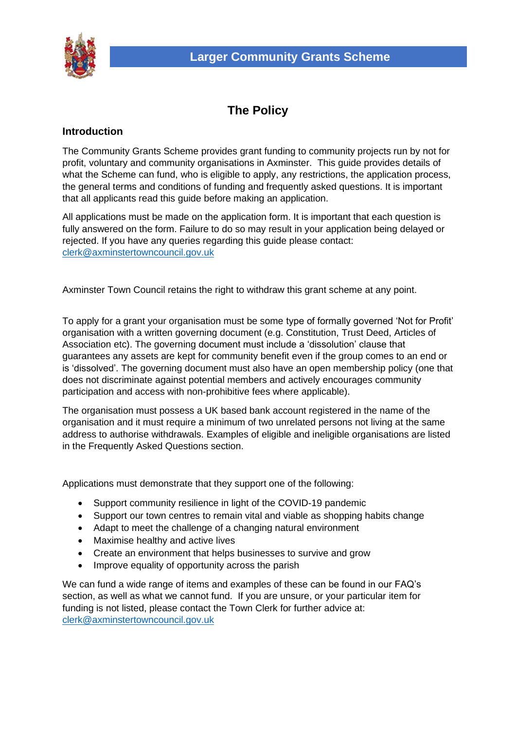# Larger Community Grants Scheme

## The Policy

### Introduction

The Community Grants Scheme provides grant funding to community projects run by not for profit, voluntary and community organisations in Axminster. This guide provides details of what the Scheme can fund, who is eligible to apply, any restrictions, the application process, the general terms and conditions of funding and frequently asked questions. It is important that all applicants read this guide before making an application.

All applications must be made on the application form. It is important that each question is fully answered on the form. Failure to do so may result in your application being delayed or rejected. If you have any queries regarding this guide please contact: clerk@axminstertowncouncil.gov.uk

Axminster Town Council retains the right to withdraw this grant scheme at any point.

To apply for a grant your organisation must be some type of formally governed 'Not for Profit' organisation with a written governing document (e.g. Constitution, Trust Deed, Articles of Association etc). The governing document must include a 'dissolution' clause that guarantees any assets are kept for community benefit even if the group comes to an end or is 'dissolved'. The governing document must also have an open membership policy (one that does not discriminate against potential members and actively encourages community participation and access with non-prohibitive fees where applicable).

The organisation must possess a UK based bank account registered in the name of the organisation and it must require a minimum of two unrelated persons not living at the same address to authorise withdrawals. Examples of eligible and ineligible organisations are listed in the Frequently Asked Questions section.

Applications must demonstrate that they support one of the following:

- Support community resilience in light of the COVID-19 pandemic
- Support our town centres to remain vital and viable as shopping habits change
- Adapt to meet the challenge of a changing natural environment
- Maximise healthy and active lives
- Create an environment that helps businesses to survive and grow
- Improve equality of opportunity across the parish

We can fund a wide range of items and examples of these can be found in our FAQ's section, as well as what we cannot fund. If you are unsure, or your particular item for funding is not listed, please contact the Town Clerk for further advice at: clerk@axminstertowncouncil.gov.uk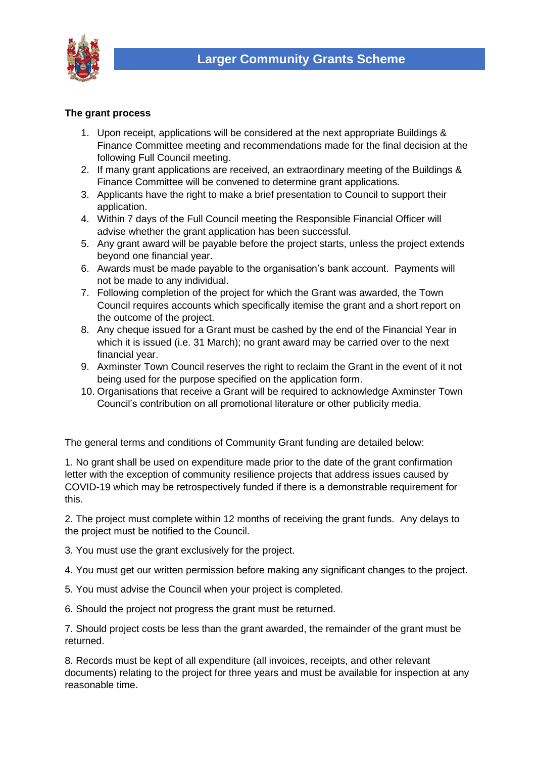# Larger Community Grants Scheme

**The grant process**

1. Upon receipt, applications will be considered at the next appropriate Buildings & Finance Committee meeting and recommendations made for the final decision at the following Full Council meeting.
2. If many grant applications are received, an extraordinary meeting of the Buildings & Finance Committee will be convened to determine grant applications.
3. Applicants have the right to make a brief presentation to Council to support their application.
4. Within 7 days of the Full Council meeting the Responsible Financial Officer will advise whether the grant application has been successful.
5. Any grant award will be payable before the project starts, unless the project extends beyond one financial year.
6. Awards must be made payable to the organisation's bank account. Payments will not be made to any individual.
7. Following completion of the project for which the Grant was awarded, the Town Council requires accounts which specifically itemise the grant and a short report on the outcome of the project.
8. Any cheque issued for a Grant must be cashed by the end of the Financial Year in which it is issued (i.e. 31 March); no grant award may be carried over to the next financial year.
9. Axminster Town Council reserves the right to reclaim the Grant in the event of it not being used for the purpose specified on the application form.
10. Organisations that receive a Grant will be required to acknowledge Axminster Town Council's contribution on all promotional literature or other publicity media.

The general terms and conditions of Community Grant funding are detailed below:

1. No grant shall be used on expenditure made prior to the date of the grant confirmation letter with the exception of community resilience projects that address issues caused by COVID-19 which may be retrospectively funded if there is a demonstrable requirement for this.

2. The project must complete within 12 months of receiving the grant funds. Any delays to the project must be notified to the Council.

3. You must use the grant exclusively for the project.

4. You must get our written permission before making any significant changes to the project.

5. You must advise the Council when your project is completed.

6. Should the project not progress the grant must be returned.

7. Should project costs be less than the grant awarded, the remainder of the grant must be returned.

8. Records must be kept of all expenditure (all invoices, receipts, and other relevant documents) relating to the project for three years and must be available for inspection at any reasonable time.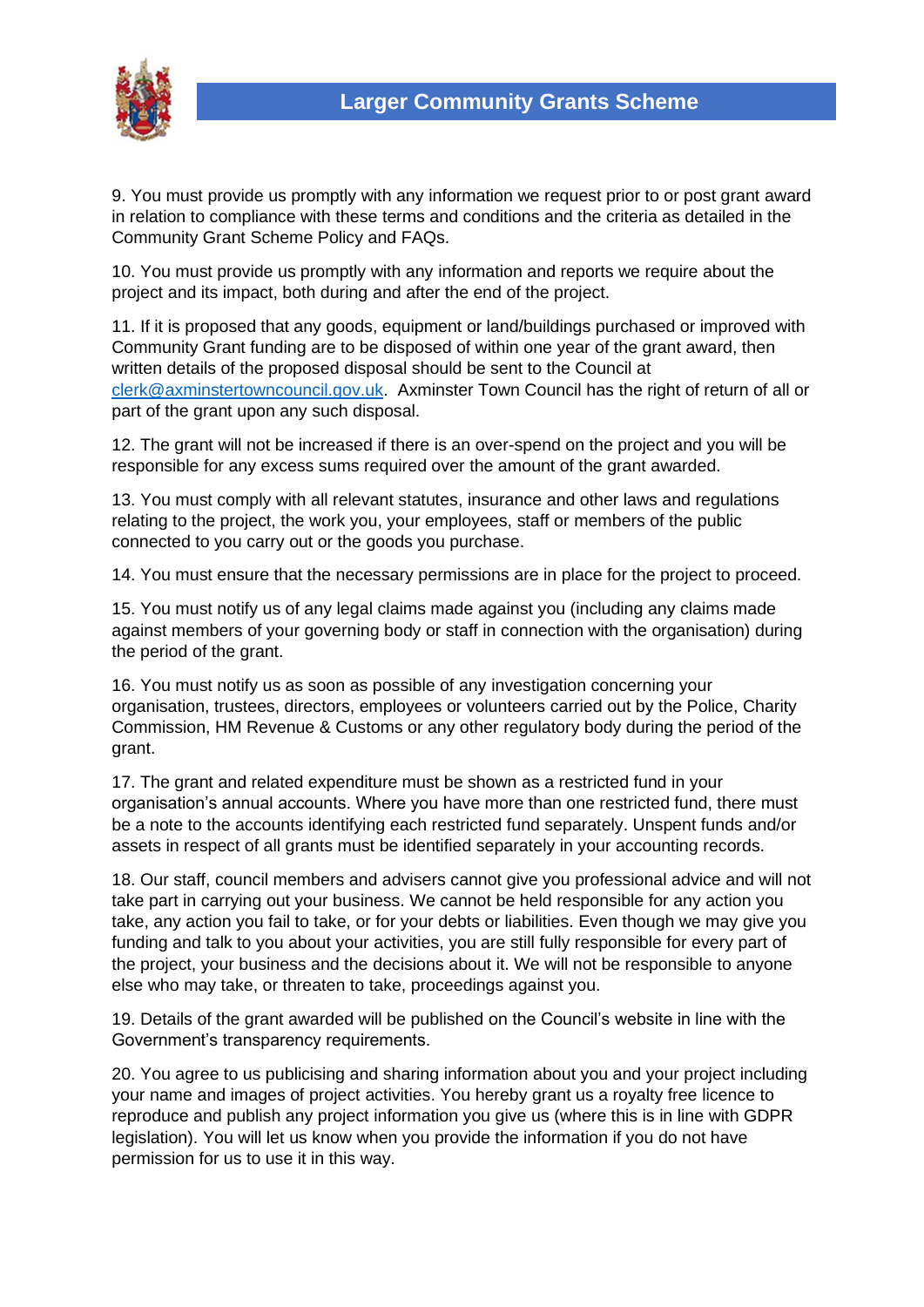9. You must provide us promptly with any information we request prior to or post grant award in relation to compliance with these terms and conditions and the criteria as detailed in the Community Grant Scheme Policy and FAQs.

10. You must provide us promptly with any information and reports we require about the project and its impact, both during and after the end of the project.

11. If it is proposed that any goods, equipment or land/buildings purchased or improved with Community Grant funding are to be disposed of within one year of the grant award, then written details of the proposed disposal should be sent to the Council at [clerk@axminstertowncouncil.gov.uk](mailto:clerk@axminstertowncouncil.gov.uk). Axminster Town Council has the right of return of all or part of the grant upon any such disposal.

12. The grant will not be increased if there is an over-spend on the project and you will be responsible for any excess sums required over the amount of the grant awarded.

13. You must comply with all relevant statutes, insurance and other laws and regulations relating to the project, the work you, your employees, staff or members of the public connected to you carry out or the goods you purchase.

14. You must ensure that the necessary permissions are in place for the project to proceed.

15. You must notify us of any legal claims made against you (including any claims made against members of your governing body or staff in connection with the organisation) during the period of the grant.

16. You must notify us as soon as possible of any investigation concerning your organisation, trustees, directors, employees or volunteers carried out by the Police, Charity Commission, HM Revenue & Customs or any other regulatory body during the period of the grant.

17. The grant and related expenditure must be shown as a restricted fund in your organisation's annual accounts. Where you have more than one restricted fund, there must be a note to the accounts identifying each restricted fund separately. Unspent funds and/or assets in respect of all grants must be identified separately in your accounting records.

18. Our staff, council members and advisers cannot give you professional advice and will not take part in carrying out your business. We cannot be held responsible for any action you take, any action you fail to take, or for your debts or liabilities. Even though we may give you funding and talk to you about your activities, you are still fully responsible for every part of the project, your business and the decisions about it. We will not be responsible to anyone else who may take, or threaten to take, proceedings against you.

19. Details of the grant awarded will be published on the Council's website in line with the Government's transparency requirements.

20. You agree to us publicising and sharing information about you and your project including your name and images of project activities. You hereby grant us a royalty free licence to reproduce and publish any project information you give us (where this is in line with GDPR legislation). You will let us know when you provide the information if you do not have permission for us to use it in this way.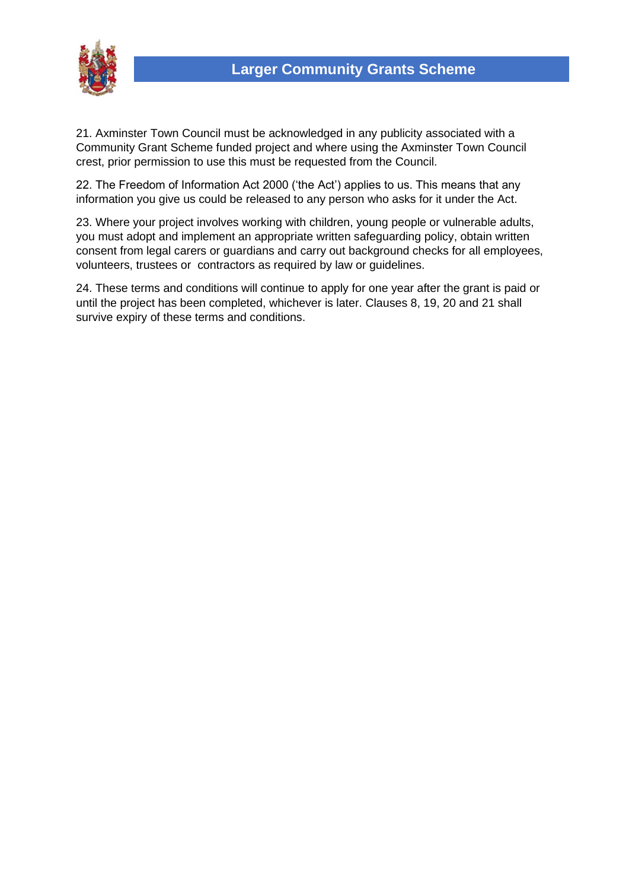21. Axminster Town Council must be acknowledged in any publicity associated with a Community Grant Scheme funded project and where using the Axminster Town Council crest, prior permission to use this must be requested from the Council.

22. The Freedom of Information Act 2000 ('the Act') applies to us. This means that any information you give us could be released to any person who asks for it under the Act.

23. Where your project involves working with children, young people or vulnerable adults, you must adopt and implement an appropriate written safeguarding policy, obtain written consent from legal carers or guardians and carry out background checks for all employees, volunteers, trustees or contractors as required by law or guidelines.

24. These terms and conditions will continue to apply for one year after the grant is paid or until the project has been completed, whichever is later. Clauses 8, 19, 20 and 21 shall survive expiry of these terms and conditions.